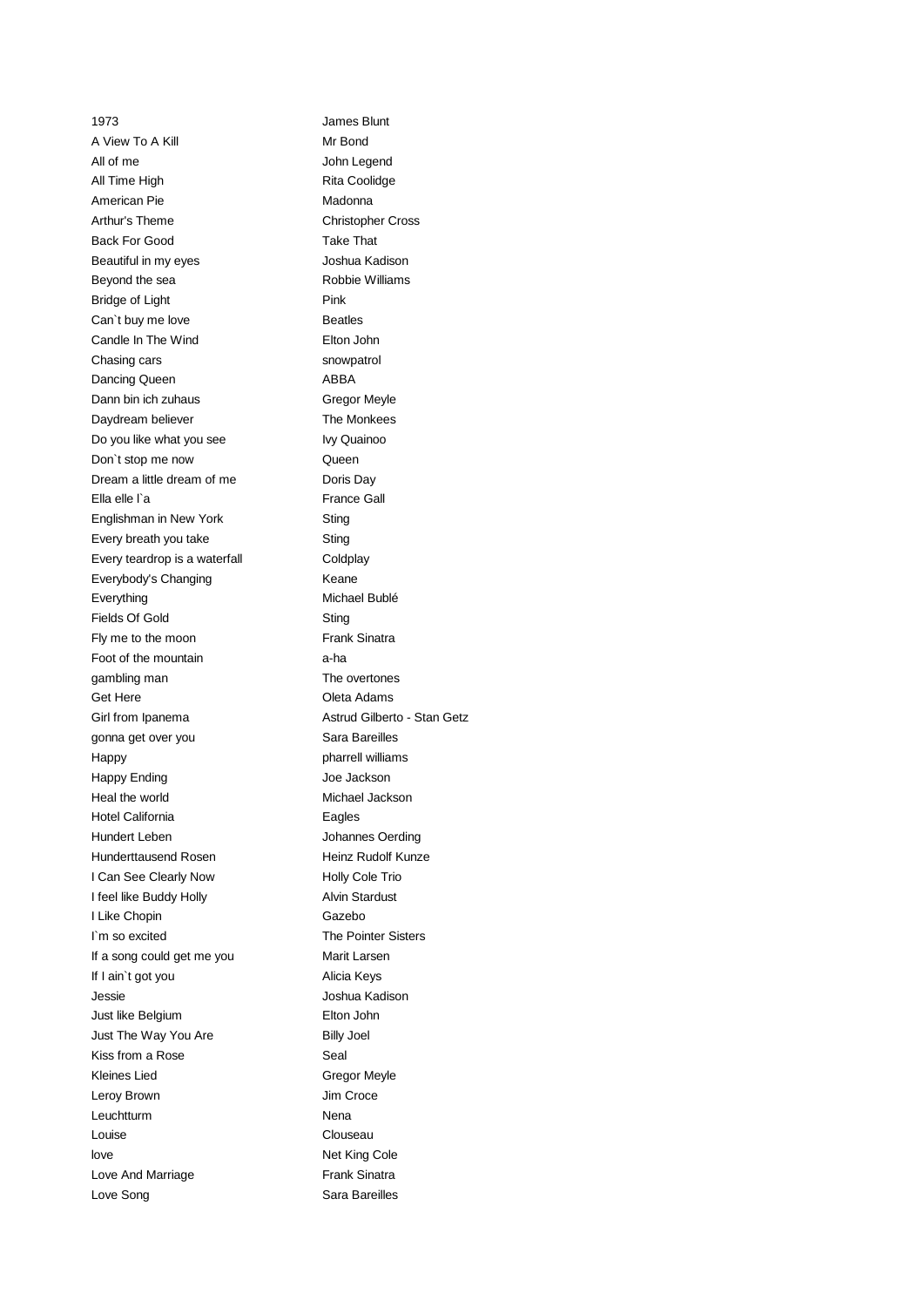| | |
|---|---|
| 1973 | James Blunt |
| A View To A Kill | Mr Bond |
| All of me | John Legend |
| All Time High | Rita Coolidge |
| American Pie | Madonna |
| Arthur's Theme | Christopher Cross |
| Back For Good | Take That |
| Beautiful in my eyes | Joshua Kadison |
| Beyond the sea | Robbie Williams |
| Bridge of Light | Pink |
| Can`t buy me love | Beatles |
| Candle In The Wind | Elton John |
| Chasing cars | snowpatrol |
| Dancing Queen | ABBA |
| Dann bin ich zuhaus | Gregor Meyle |
| Daydream believer | The Monkees |
| Do you like what you see | Ivy Quainoo |
| Don`t stop me now | Queen |
| Dream a little dream of me | Doris Day |
| Ella elle l`a | France Gall |
| Englishman in New York | Sting |
| Every breath you take | Sting |
| Every teardrop is a waterfall | Coldplay |
| Everybody's Changing | Keane |
| Everything | Michael Bublé |
| Fields Of Gold | Sting |
| Fly me to the moon | Frank Sinatra |
| Foot of the mountain | a-ha |
| gambling man | The overtones |
| Get Here | Oleta Adams |
| Girl from Ipanema | Astrud Gilberto - Stan Getz |
| gonna get over you | Sara Bareilles |
| Happy | pharrell williams |
| Happy Ending | Joe Jackson |
| Heal the world | Michael Jackson |
| Hotel California | Eagles |
| Hundert Leben | Johannes Oerding |
| Hunderttausend Rosen | Heinz Rudolf Kunze |
| I Can See Clearly Now | Holly Cole Trio |
| I feel like Buddy Holly | Alvin Stardust |
| I Like Chopin | Gazebo |
| I`m so excited | The Pointer Sisters |
| If a song could get me you | Marit Larsen |
| If I ain`t got you | Alicia Keys |
| Jessie | Joshua Kadison |
| Just like Belgium | Elton John |
| Just The Way You Are | Billy Joel |
| Kiss from a Rose | Seal |
| Kleines Lied | Gregor Meyle |
| Leroy Brown | Jim Croce |
| Leuchtturm | Nena |
| Louise | Clouseau |
| love | Net King Cole |
| Love And Marriage | Frank Sinatra |
| Love Song | Sara Bareilles |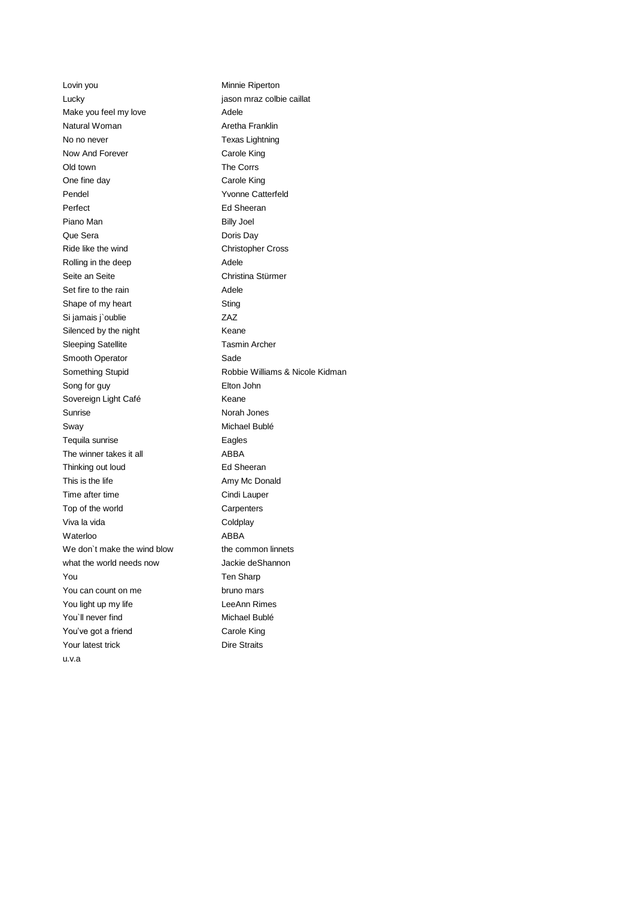| | |
|---|---|
| Lovin you | Minnie Riperton |
| Lucky | jason mraz colbie caillat |
| Make you feel my love | Adele |
| Natural Woman | Aretha Franklin |
| No no never | Texas Lightning |
| Now And Forever | Carole King |
| Old town | The Corrs |
| One fine day | Carole King |
| Pendel | Yvonne Catterfeld |
| Perfect | Ed Sheeran |
| Piano Man | Billy Joel |
| Que Sera | Doris Day |
| Ride like the wind | Christopher Cross |
| Rolling in the deep | Adele |
| Seite an Seite | Christina Stürmer |
| Set fire to the rain | Adele |
| Shape of my heart | Sting |
| Si jamais j`oublie | ZAZ |
| Silenced by the night | Keane |
| Sleeping Satellite | Tasmin Archer |
| Smooth Operator | Sade |
| Something Stupid | Robbie Williams & Nicole Kidman |
| Song for guy | Elton John |
| Sovereign Light Café | Keane |
| Sunrise | Norah Jones |
| Sway | Michael Bublé |
| Tequila sunrise | Eagles |
| The winner takes it all | ABBA |
| Thinking out loud | Ed Sheeran |
| This is the life | Amy Mc Donald |
| Time after time | Cindi Lauper |
| Top of the world | Carpenters |
| Viva la vida | Coldplay |
| Waterloo | ABBA |
| We don`t make the wind blow | the common linnets |
| what the world needs now | Jackie deShannon |
| You | Ten Sharp |
| You can count on me | bruno mars |
| You light up my life | LeeAnn Rimes |
| You`ll never find | Michael Bublé |
| You've got a friend | Carole King |
| Your latest trick | Dire Straits |
| u.v.a | |